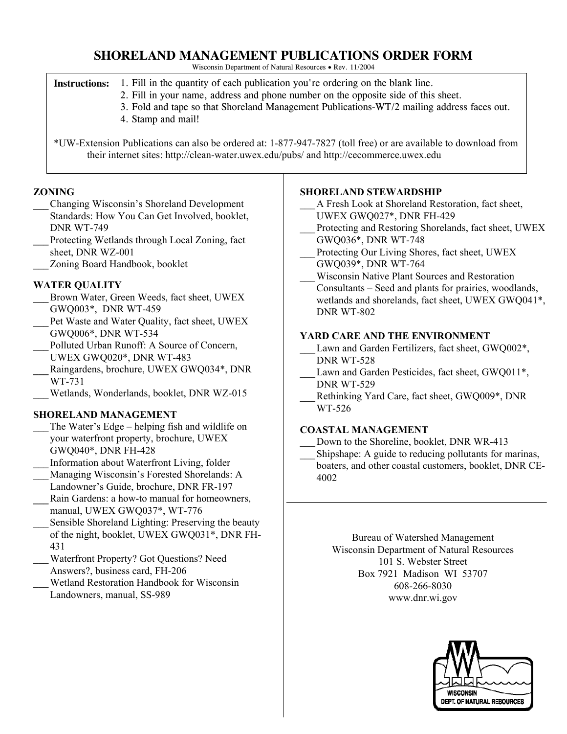# SHORELAND MANAGEMENT PUBLICATIONS ORDER FORM

Wisconsin Department of Natural Resources • Rev. 11/2004

**Instructions:**
1. Fill in the quantity of each publication you're ordering on the blank line.
2. Fill in your name, address and phone number on the opposite side of this sheet.
3. Fold and tape so that Shoreland Management Publications-WT/2 mailing address faces out.
4. Stamp and mail!

*UW-Extension Publications can also be ordered at: 1-877-947-7827 (toll free) or are available to download from their internet sites: http://clean-water.uwex.edu/pubs/ and http://cecommerce.uwex.edu

## ZONING

- ___ Changing Wisconsin's Shoreland Development Standards: How You Can Get Involved, booklet, DNR WT-749
- ___ Protecting Wetlands through Local Zoning, fact sheet, DNR WZ-001
- ___ Zoning Board Handbook, booklet

## WATER QUALITY

- ___ Brown Water, Green Weeds, fact sheet, UWEX GWQ003*, DNR WT-459
- ___ Pet Waste and Water Quality, fact sheet, UWEX GWQ006*, DNR WT-534
- ___ Polluted Urban Runoff: A Source of Concern, UWEX GWQ020*, DNR WT-483
- ___ Raingardens, brochure, UWEX GWQ034*, DNR WT-731
- ___ Wetlands, Wonderlands, booklet, DNR WZ-015

## SHORELAND MANAGEMENT

- ___ The Water's Edge – helping fish and wildlife on your waterfront property, brochure, UWEX GWQ040*, DNR FH-428
- ___ Information about Waterfront Living, folder
- ___ Managing Wisconsin's Forested Shorelands: A Landowner's Guide, brochure, DNR FR-197
- ___ Rain Gardens: a how-to manual for homeowners, manual, UWEX GWQ037*, WT-776
- ___ Sensible Shoreland Lighting: Preserving the beauty of the night, booklet, UWEX GWQ031*, DNR FH-431
- ___ Waterfront Property? Got Questions? Need Answers?, business card, FH-206
- ___ Wetland Restoration Handbook for Wisconsin Landowners, manual, SS-989

## SHORELAND STEWARDSHIP

- ___ A Fresh Look at Shoreland Restoration, fact sheet, UWEX GWQ027*, DNR FH-429
- ___ Protecting and Restoring Shorelands, fact sheet, UWEX GWQ036*, DNR WT-748
- ___ Protecting Our Living Shores, fact sheet, UWEX GWQ039*, DNR WT-764
- ___ Wisconsin Native Plant Sources and Restoration Consultants – Seed and plants for prairies, woodlands, wetlands and shorelands, fact sheet, UWEX GWQ041*, DNR WT-802

## YARD CARE AND THE ENVIRONMENT

- ___ Lawn and Garden Fertilizers, fact sheet, GWQ002*, DNR WT-528
- ___ Lawn and Garden Pesticides, fact sheet, GWQ011*, DNR WT-529
- ___ Rethinking Yard Care, fact sheet, GWQ009*, DNR WT-526

## COASTAL MANAGEMENT

- ___ Down to the Shoreline, booklet, DNR WR-413
- ___ Shipshape: A guide to reducing pollutants for marinas, boaters, and other coastal customers, booklet, DNR CE-4002

---

Bureau of Watershed Management
Wisconsin Department of Natural Resources
101 S. Webster Street
Box 7921 Madison WI 53707
608-266-8030
www.dnr.wi.gov

WISCONSIN DEPT. OF NATURAL RESOURCES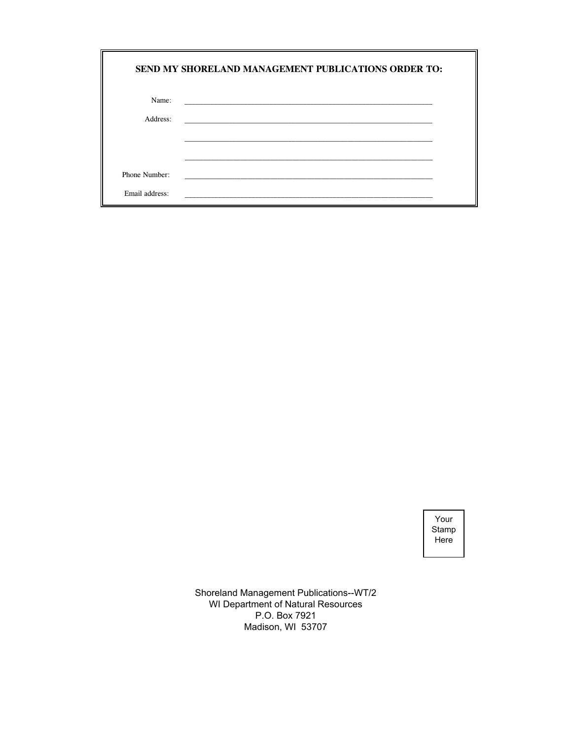**SEND MY SHORELAND MANAGEMENT PUBLICATIONS ORDER TO:**

Name: ________________________________________________________________

Address: ________________________________________________________________

________________________________________________________________

________________________________________________________________

Phone Number: ________________________________________________________________

Email address: ________________________________________________________________

Your
Stamp
Here

Shoreland Management Publications--WT/2
WI Department of Natural Resources
P.O. Box 7921
Madison, WI 53707